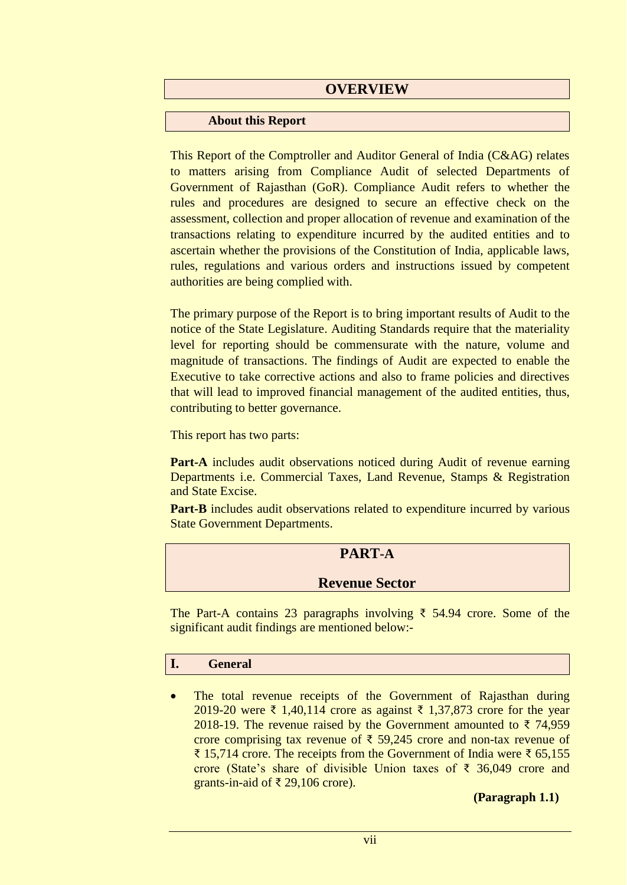# OVERVIEW

## About this Report

This Report of the Comptroller and Auditor General of India (C&AG) relates to matters arising from Compliance Audit of selected Departments of Government of Rajasthan (GoR). Compliance Audit refers to whether the rules and procedures are designed to secure an effective check on the assessment, collection and proper allocation of revenue and examination of the transactions relating to expenditure incurred by the audited entities and to ascertain whether the provisions of the Constitution of India, applicable laws, rules, regulations and various orders and instructions issued by competent authorities are being complied with.

The primary purpose of the Report is to bring important results of Audit to the notice of the State Legislature. Auditing Standards require that the materiality level for reporting should be commensurate with the nature, volume and magnitude of transactions. The findings of Audit are expected to enable the Executive to take corrective actions and also to frame policies and directives that will lead to improved financial management of the audited entities, thus, contributing to better governance.

This report has two parts:

**Part-A** includes audit observations noticed during Audit of revenue earning Departments i.e. Commercial Taxes, Land Revenue, Stamps & Registration and State Excise.

**Part-B** includes audit observations related to expenditure incurred by various State Government Departments.

# PART-A

# Revenue Sector

The Part-A contains 23 paragraphs involving ₹ 54.94 crore. Some of the significant audit findings are mentioned below:-

## I. General

- The total revenue receipts of the Government of Rajasthan during 2019-20 were ₹ 1,40,114 crore as against ₹ 1,37,873 crore for the year 2018-19. The revenue raised by the Government amounted to ₹ 74,959 crore comprising tax revenue of ₹ 59,245 crore and non-tax revenue of ₹ 15,714 crore. The receipts from the Government of India were ₹ 65,155 crore (State's share of divisible Union taxes of ₹ 36,049 crore and grants-in-aid of ₹ 29,106 crore).

  **(Paragraph 1.1)**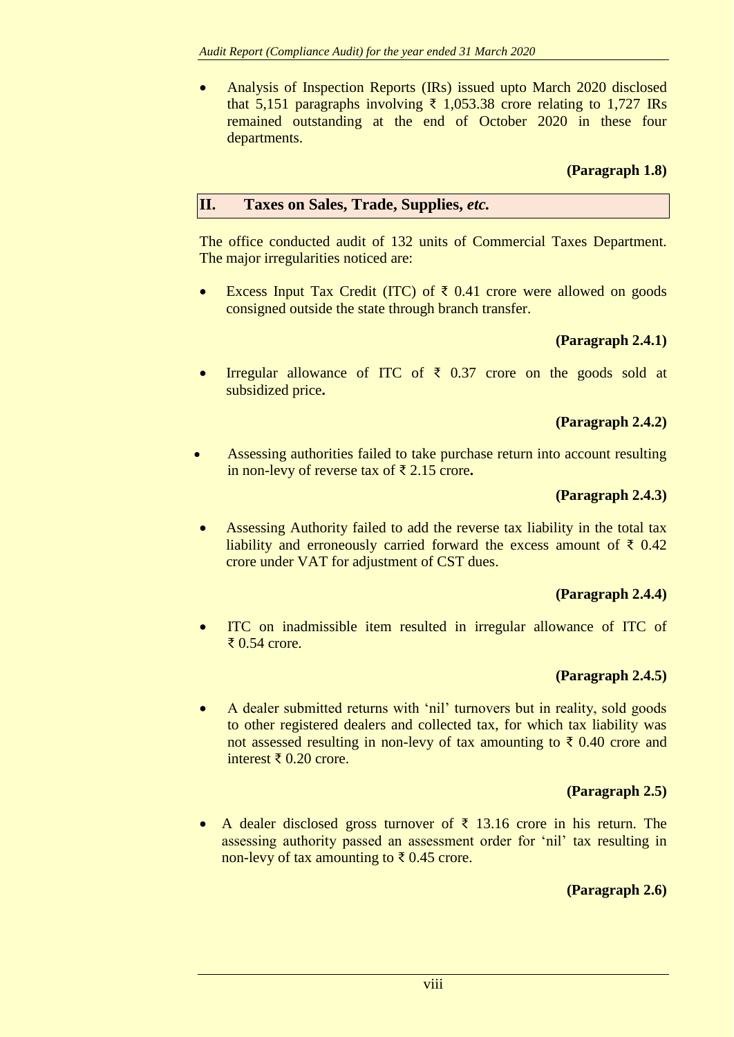- Analysis of Inspection Reports (IRs) issued upto March 2020 disclosed that 5,151 paragraphs involving ₹ 1,053.38 crore relating to 1,727 IRs remained outstanding at the end of October 2020 in these four departments.

**(Paragraph 1.8)**

## II. Taxes on Sales, Trade, Supplies, *etc.*

The office conducted audit of 132 units of Commercial Taxes Department. The major irregularities noticed are:

- Excess Input Tax Credit (ITC) of ₹ 0.41 crore were allowed on goods consigned outside the state through branch transfer.

**(Paragraph 2.4.1)**

- Irregular allowance of ITC of ₹ 0.37 crore on the goods sold at subsidized price**.**

**(Paragraph 2.4.2)**

- Assessing authorities failed to take purchase return into account resulting in non-levy of reverse tax of ₹ 2.15 crore**.**

**(Paragraph 2.4.3)**

- Assessing Authority failed to add the reverse tax liability in the total tax liability and erroneously carried forward the excess amount of ₹ 0.42 crore under VAT for adjustment of CST dues.

**(Paragraph 2.4.4)**

- ITC on inadmissible item resulted in irregular allowance of ITC of ₹ 0.54 crore.

**(Paragraph 2.4.5)**

- A dealer submitted returns with 'nil' turnovers but in reality, sold goods to other registered dealers and collected tax, for which tax liability was not assessed resulting in non-levy of tax amounting to ₹ 0.40 crore and interest ₹ 0.20 crore.

**(Paragraph 2.5)**

- A dealer disclosed gross turnover of ₹ 13.16 crore in his return. The assessing authority passed an assessment order for 'nil' tax resulting in non-levy of tax amounting to ₹ 0.45 crore.

**(Paragraph 2.6)**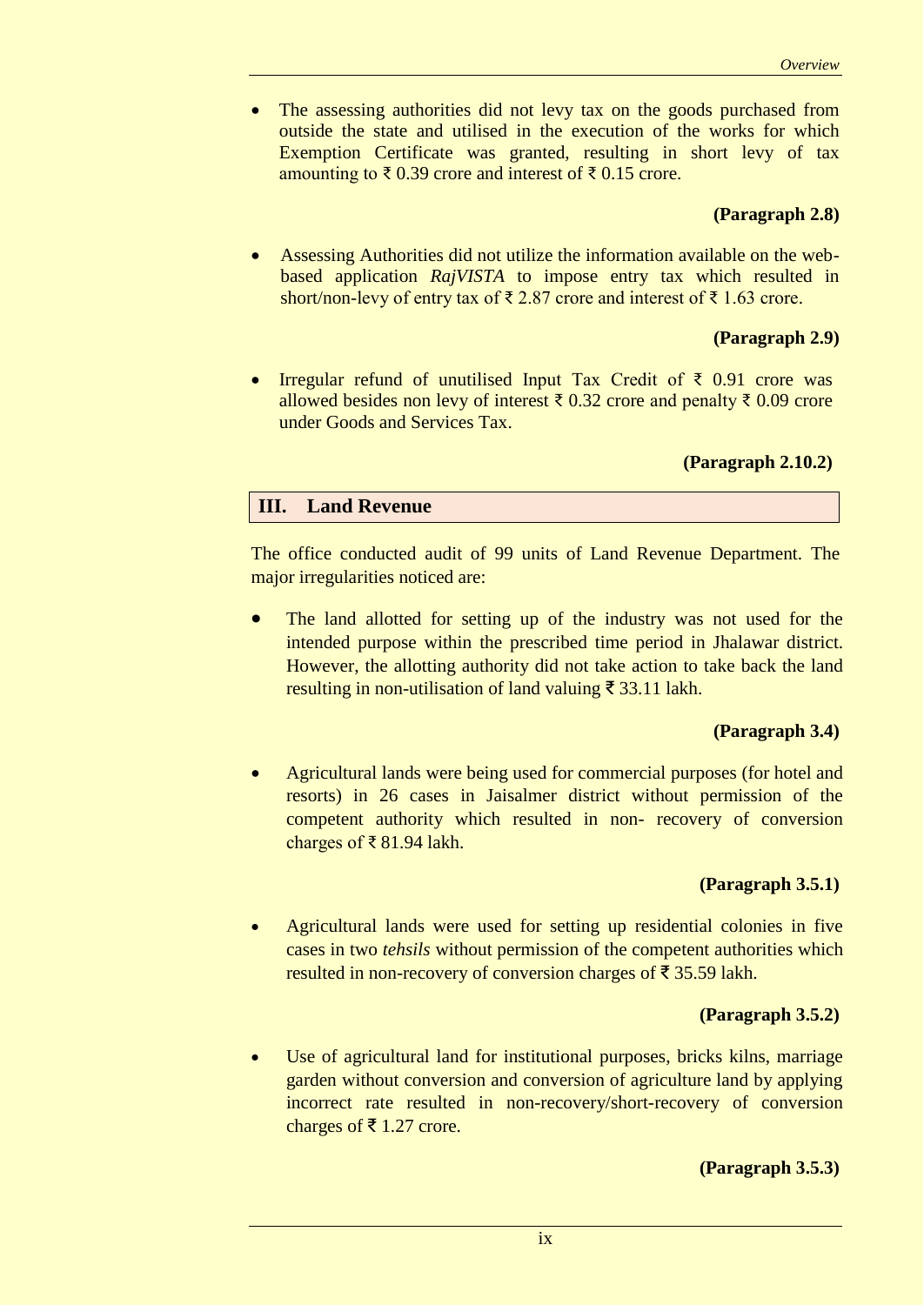- The assessing authorities did not levy tax on the goods purchased from outside the state and utilised in the execution of the works for which Exemption Certificate was granted, resulting in short levy of tax amounting to ₹ 0.39 crore and interest of ₹ 0.15 crore.

**(Paragraph 2.8)**

- Assessing Authorities did not utilize the information available on the web-based application *RajVISTA* to impose entry tax which resulted in short/non-levy of entry tax of ₹ 2.87 crore and interest of ₹ 1.63 crore.

**(Paragraph 2.9)**

- Irregular refund of unutilised Input Tax Credit of ₹ 0.91 crore was allowed besides non levy of interest ₹ 0.32 crore and penalty ₹ 0.09 crore under Goods and Services Tax.

**(Paragraph 2.10.2)**

## III. Land Revenue

The office conducted audit of 99 units of Land Revenue Department. The major irregularities noticed are:

- The land allotted for setting up of the industry was not used for the intended purpose within the prescribed time period in Jhalawar district. However, the allotting authority did not take action to take back the land resulting in non-utilisation of land valuing ₹ 33.11 lakh.

**(Paragraph 3.4)**

- Agricultural lands were being used for commercial purposes (for hotel and resorts) in 26 cases in Jaisalmer district without permission of the competent authority which resulted in non- recovery of conversion charges of ₹ 81.94 lakh.

**(Paragraph 3.5.1)**

- Agricultural lands were used for setting up residential colonies in five cases in two *tehsils* without permission of the competent authorities which resulted in non-recovery of conversion charges of ₹ 35.59 lakh.

**(Paragraph 3.5.2)**

- Use of agricultural land for institutional purposes, bricks kilns, marriage garden without conversion and conversion of agriculture land by applying incorrect rate resulted in non-recovery/short-recovery of conversion charges of ₹ 1.27 crore.

**(Paragraph 3.5.3)**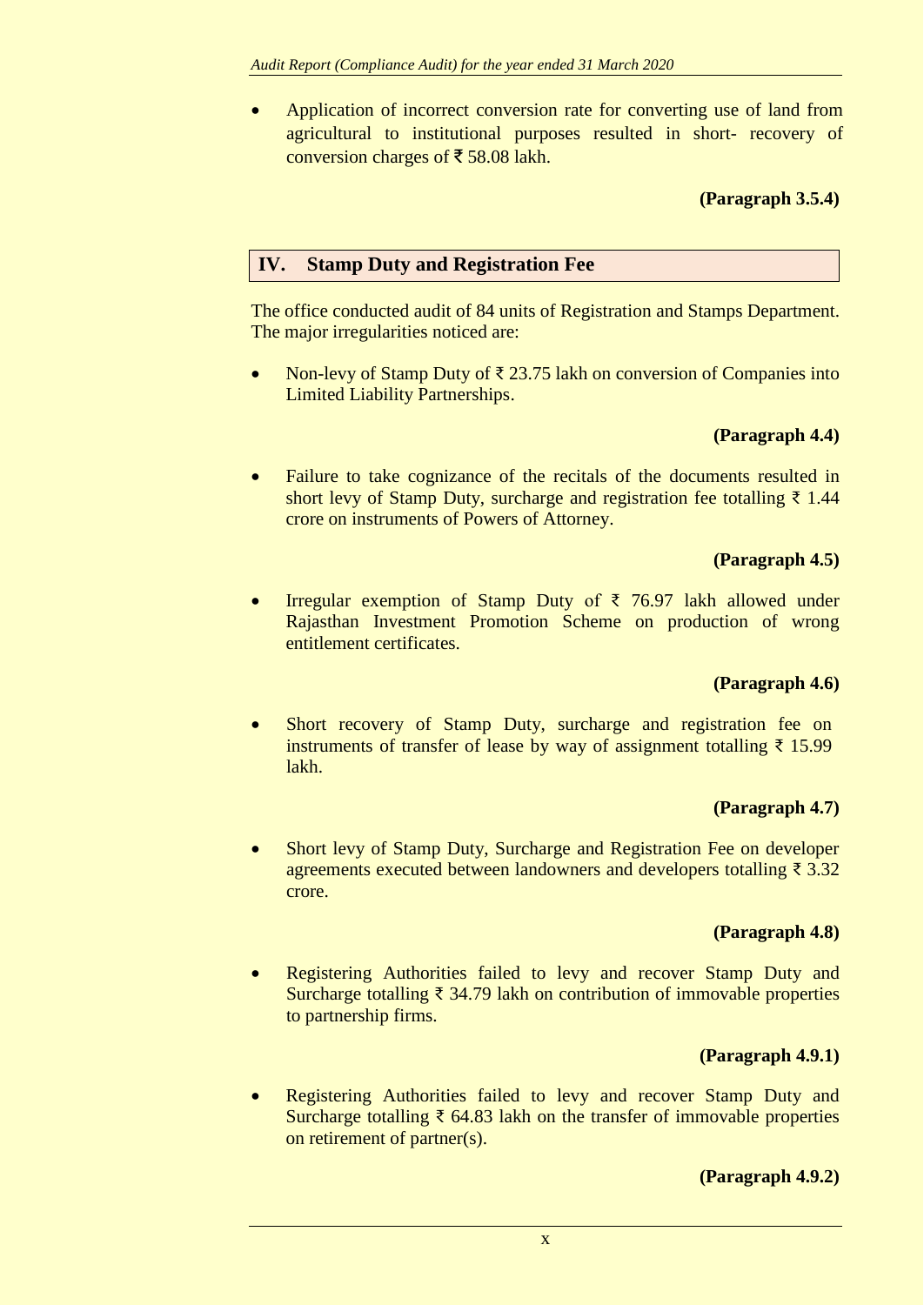- Application of incorrect conversion rate for converting use of land from agricultural to institutional purposes resulted in short- recovery of conversion charges of ₹ 58.08 lakh.

**(Paragraph 3.5.4)**

## IV. Stamp Duty and Registration Fee

The office conducted audit of 84 units of Registration and Stamps Department. The major irregularities noticed are:

- Non-levy of Stamp Duty of ₹ 23.75 lakh on conversion of Companies into Limited Liability Partnerships.

**(Paragraph 4.4)**

- Failure to take cognizance of the recitals of the documents resulted in short levy of Stamp Duty, surcharge and registration fee totalling ₹ 1.44 crore on instruments of Powers of Attorney.

**(Paragraph 4.5)**

- Irregular exemption of Stamp Duty of ₹ 76.97 lakh allowed under Rajasthan Investment Promotion Scheme on production of wrong entitlement certificates.

**(Paragraph 4.6)**

- Short recovery of Stamp Duty, surcharge and registration fee on instruments of transfer of lease by way of assignment totalling ₹ 15.99 lakh.

**(Paragraph 4.7)**

- Short levy of Stamp Duty, Surcharge and Registration Fee on developer agreements executed between landowners and developers totalling ₹ 3.32 crore.

**(Paragraph 4.8)**

- Registering Authorities failed to levy and recover Stamp Duty and Surcharge totalling ₹ 34.79 lakh on contribution of immovable properties to partnership firms.

**(Paragraph 4.9.1)**

- Registering Authorities failed to levy and recover Stamp Duty and Surcharge totalling ₹ 64.83 lakh on the transfer of immovable properties on retirement of partner(s).

**(Paragraph 4.9.2)**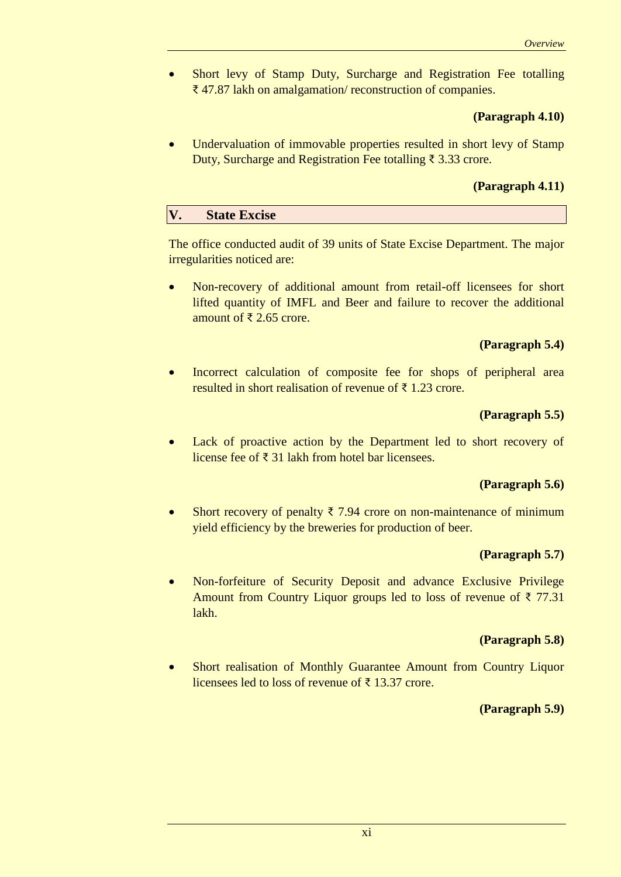- Short levy of Stamp Duty, Surcharge and Registration Fee totalling ₹ 47.87 lakh on amalgamation/ reconstruction of companies.

**(Paragraph 4.10)**

- Undervaluation of immovable properties resulted in short levy of Stamp Duty, Surcharge and Registration Fee totalling ₹ 3.33 crore.

**(Paragraph 4.11)**

## V. State Excise

The office conducted audit of 39 units of State Excise Department. The major irregularities noticed are:

- Non-recovery of additional amount from retail-off licensees for short lifted quantity of IMFL and Beer and failure to recover the additional amount of ₹ 2.65 crore.

**(Paragraph 5.4)**

- Incorrect calculation of composite fee for shops of peripheral area resulted in short realisation of revenue of ₹ 1.23 crore.

**(Paragraph 5.5)**

- Lack of proactive action by the Department led to short recovery of license fee of ₹ 31 lakh from hotel bar licensees.

**(Paragraph 5.6)**

- Short recovery of penalty ₹ 7.94 crore on non-maintenance of minimum yield efficiency by the breweries for production of beer.

**(Paragraph 5.7)**

- Non-forfeiture of Security Deposit and advance Exclusive Privilege Amount from Country Liquor groups led to loss of revenue of ₹ 77.31 lakh.

**(Paragraph 5.8)**

- Short realisation of Monthly Guarantee Amount from Country Liquor licensees led to loss of revenue of ₹ 13.37 crore.

**(Paragraph 5.9)**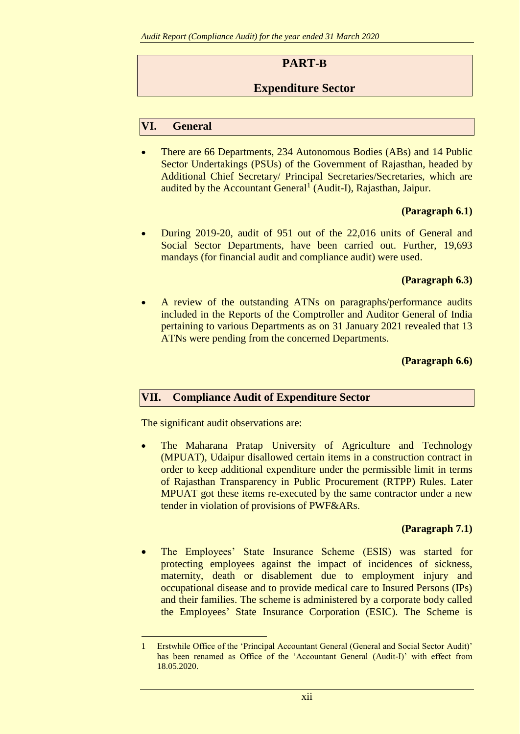## PART-B

## Expenditure Sector

### VI. General

- There are 66 Departments, 234 Autonomous Bodies (ABs) and 14 Public Sector Undertakings (PSUs) of the Government of Rajasthan, headed by Additional Chief Secretary/ Principal Secretaries/Secretaries, which are audited by the Accountant General[1] (Audit-I), Rajasthan, Jaipur.

  **(Paragraph 6.1)**

- During 2019-20, audit of 951 out of the 22,016 units of General and Social Sector Departments, have been carried out. Further, 19,693 mandays (for financial audit and compliance audit) were used.

  **(Paragraph 6.3)**

- A review of the outstanding ATNs on paragraphs/performance audits included in the Reports of the Comptroller and Auditor General of India pertaining to various Departments as on 31 January 2021 revealed that 13 ATNs were pending from the concerned Departments.

  **(Paragraph 6.6)**

### VII. Compliance Audit of Expenditure Sector

The significant audit observations are:

- The Maharana Pratap University of Agriculture and Technology (MPUAT), Udaipur disallowed certain items in a construction contract in order to keep additional expenditure under the permissible limit in terms of Rajasthan Transparency in Public Procurement (RTPP) Rules. Later MPUAT got these items re-executed by the same contractor under a new tender in violation of provisions of PWF&ARs.

  **(Paragraph 7.1)**

- The Employees' State Insurance Scheme (ESIS) was started for protecting employees against the impact of incidences of sickness, maternity, death or disablement due to employment injury and occupational disease and to provide medical care to Insured Persons (IPs) and their families. The scheme is administered by a corporate body called the Employees' State Insurance Corporation (ESIC). The Scheme is

---

1 Erstwhile Office of the 'Principal Accountant General (General and Social Sector Audit)' has been renamed as Office of the 'Accountant General (Audit-I)' with effect from 18.05.2020.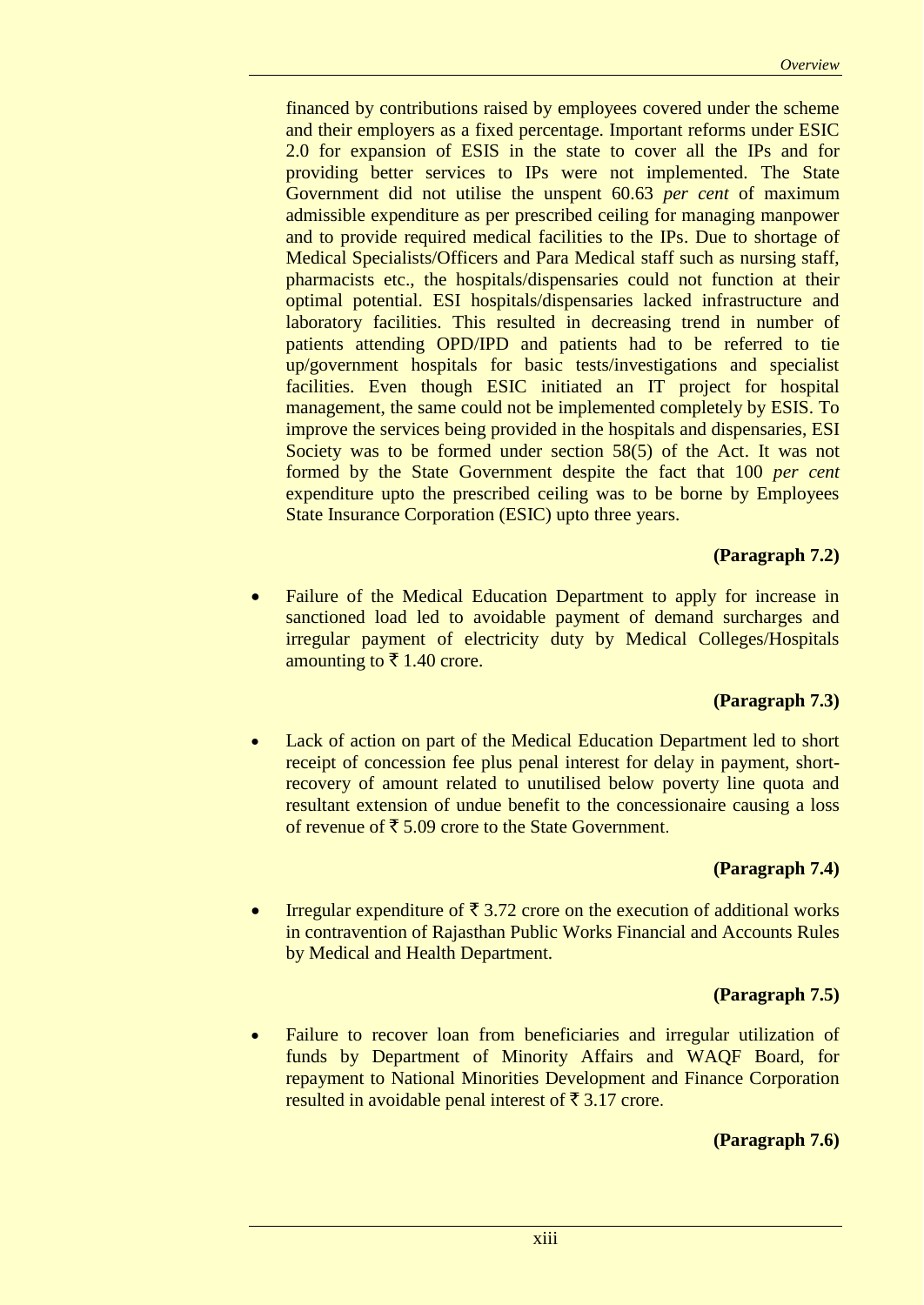financed by contributions raised by employees covered under the scheme and their employers as a fixed percentage. Important reforms under ESIC 2.0 for expansion of ESIS in the state to cover all the IPs and for providing better services to IPs were not implemented. The State Government did not utilise the unspent 60.63 *per cent* of maximum admissible expenditure as per prescribed ceiling for managing manpower and to provide required medical facilities to the IPs. Due to shortage of Medical Specialists/Officers and Para Medical staff such as nursing staff, pharmacists etc., the hospitals/dispensaries could not function at their optimal potential. ESI hospitals/dispensaries lacked infrastructure and laboratory facilities. This resulted in decreasing trend in number of patients attending OPD/IPD and patients had to be referred to tie up/government hospitals for basic tests/investigations and specialist facilities. Even though ESIC initiated an IT project for hospital management, the same could not be implemented completely by ESIS. To improve the services being provided in the hospitals and dispensaries, ESI Society was to be formed under section 58(5) of the Act. It was not formed by the State Government despite the fact that 100 *per cent* expenditure upto the prescribed ceiling was to be borne by Employees State Insurance Corporation (ESIC) upto three years.

**(Paragraph 7.2)**

- Failure of the Medical Education Department to apply for increase in sanctioned load led to avoidable payment of demand surcharges and irregular payment of electricity duty by Medical Colleges/Hospitals amounting to ₹ 1.40 crore.

**(Paragraph 7.3)**

- Lack of action on part of the Medical Education Department led to short receipt of concession fee plus penal interest for delay in payment, short-recovery of amount related to unutilised below poverty line quota and resultant extension of undue benefit to the concessionaire causing a loss of revenue of ₹ 5.09 crore to the State Government.

**(Paragraph 7.4)**

- Irregular expenditure of ₹ 3.72 crore on the execution of additional works in contravention of Rajasthan Public Works Financial and Accounts Rules by Medical and Health Department.

**(Paragraph 7.5)**

- Failure to recover loan from beneficiaries and irregular utilization of funds by Department of Minority Affairs and WAQF Board, for repayment to National Minorities Development and Finance Corporation resulted in avoidable penal interest of ₹ 3.17 crore.

**(Paragraph 7.6)**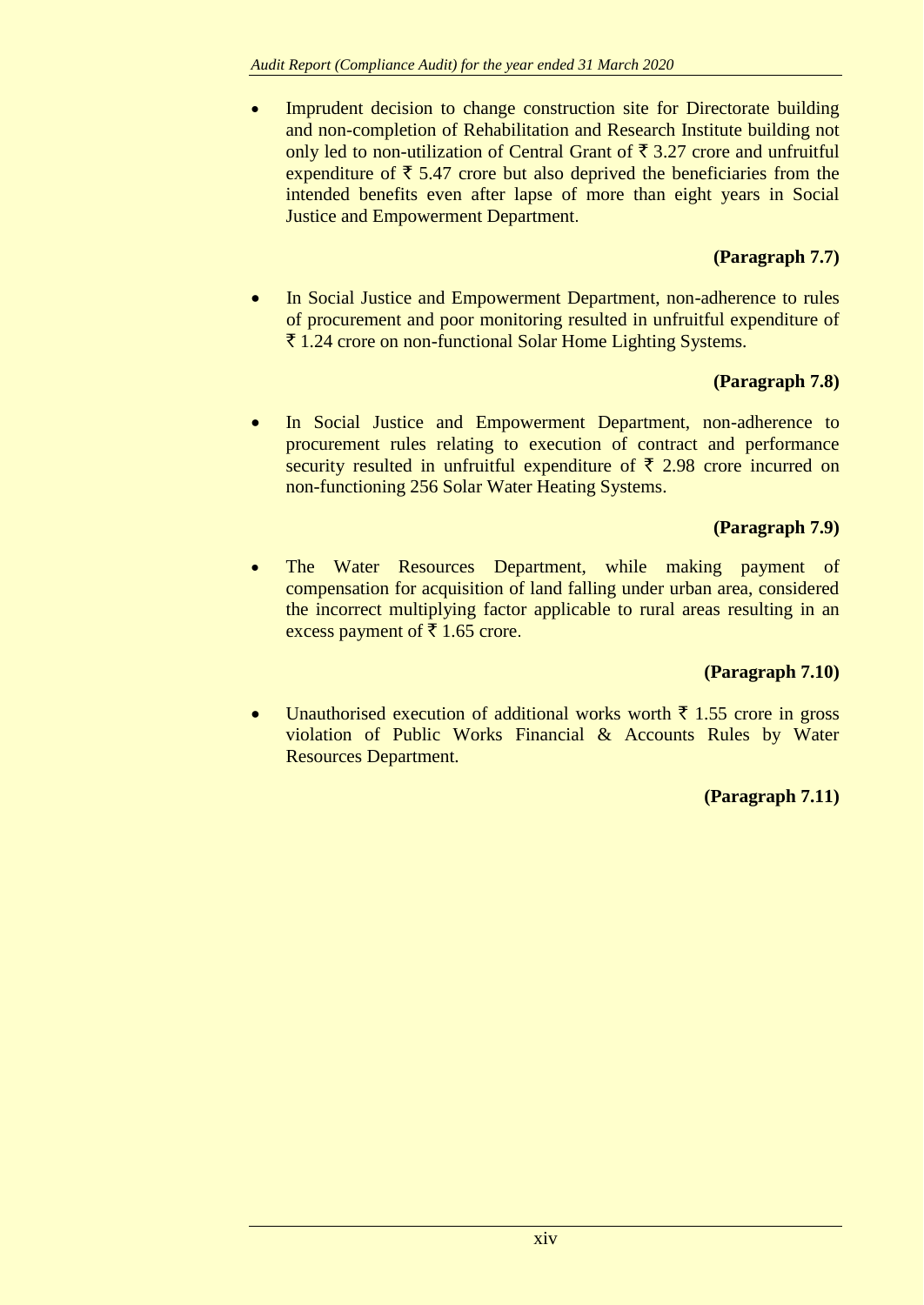- Imprudent decision to change construction site for Directorate building and non-completion of Rehabilitation and Research Institute building not only led to non-utilization of Central Grant of ₹ 3.27 crore and unfruitful expenditure of ₹ 5.47 crore but also deprived the beneficiaries from the intended benefits even after lapse of more than eight years in Social Justice and Empowerment Department.

**(Paragraph 7.7)**

- In Social Justice and Empowerment Department, non-adherence to rules of procurement and poor monitoring resulted in unfruitful expenditure of ₹ 1.24 crore on non-functional Solar Home Lighting Systems.

**(Paragraph 7.8)**

- In Social Justice and Empowerment Department, non-adherence to procurement rules relating to execution of contract and performance security resulted in unfruitful expenditure of ₹ 2.98 crore incurred on non-functioning 256 Solar Water Heating Systems.

**(Paragraph 7.9)**

- The Water Resources Department, while making payment of compensation for acquisition of land falling under urban area, considered the incorrect multiplying factor applicable to rural areas resulting in an excess payment of ₹ 1.65 crore.

**(Paragraph 7.10)**

- Unauthorised execution of additional works worth ₹ 1.55 crore in gross violation of Public Works Financial & Accounts Rules by Water Resources Department.

**(Paragraph 7.11)**